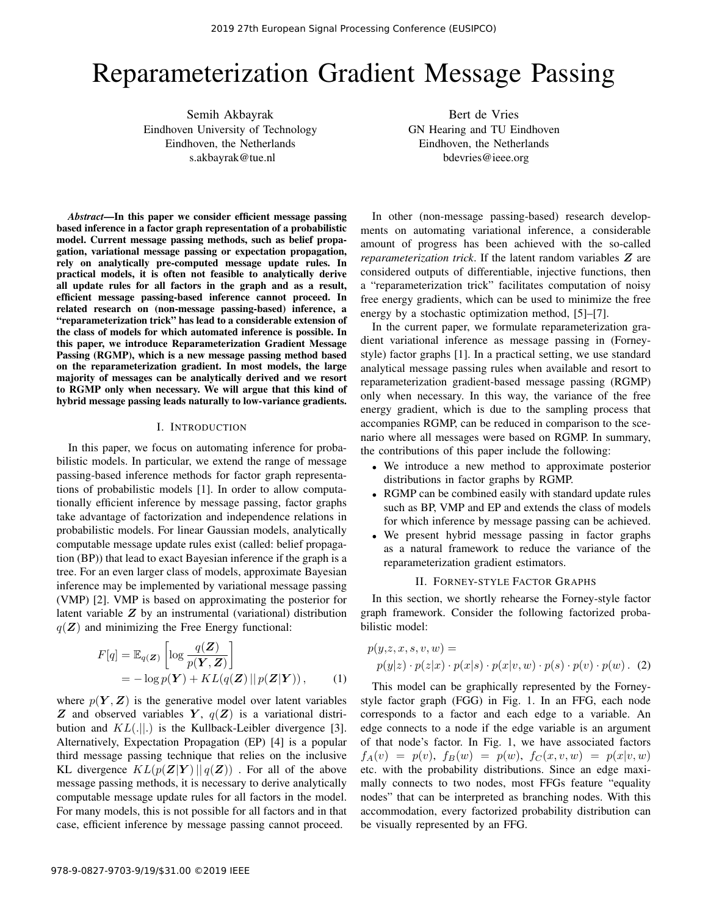# Reparameterization Gradient Message Passing

Semih Akbayrak
Eindhoven University of Technology
Eindhoven, the Netherlands
s.akbayrak@tue.nl

Bert de Vries
GN Hearing and TU Eindhoven
Eindhoven, the Netherlands
bdevries@ieee.org

***Abstract*—In this paper we consider efficient message passing based inference in a factor graph representation of a probabilistic model. Current message passing methods, such as belief propagation, variational message passing or expectation propagation, rely on analytically pre-computed message update rules. In practical models, it is often not feasible to analytically derive all update rules for all factors in the graph and as a result, efficient message passing-based inference cannot proceed. In related research on (non-message passing-based) inference, a "reparameterization trick" has lead to a considerable extension of the class of models for which automated inference is possible. In this paper, we introduce Reparameterization Gradient Message Passing (RGMP), which is a new message passing method based on the reparameterization gradient. In most models, the large majority of messages can be analytically derived and we resort to RGMP only when necessary. We will argue that this kind of hybrid message passing leads naturally to low-variance gradients.**

## I. Introduction

In this paper, we focus on automating inference for probabilistic models. In particular, we extend the range of message passing-based inference methods for factor graph representations of probabilistic models [1]. In order to allow computationally efficient inference by message passing, factor graphs take advantage of factorization and independence relations in probabilistic models. For linear Gaussian models, analytically computable message update rules exist (called: belief propagation (BP)) that lead to exact Bayesian inference if the graph is a tree. For an even larger class of models, approximate Bayesian inference may be implemented by variational message passing (VMP) [2]. VMP is based on approximating the posterior for latent variable $\boldsymbol{Z}$ by an instrumental (variational) distribution $q(\boldsymbol{Z})$ and minimizing the Free Energy functional:

$$
\begin{aligned}
F[q] &= \mathbb{E}_{q(\boldsymbol{Z})}\left[\log \frac{q(\boldsymbol{Z})}{p(\boldsymbol{Y}, \boldsymbol{Z})}\right] \\
&= -\log p(\boldsymbol{Y}) + KL(q(\boldsymbol{Z}) \,||\, p(\boldsymbol{Z}|\boldsymbol{Y})), \qquad (1)
\end{aligned}
$$

where $p(\boldsymbol{Y}, \boldsymbol{Z})$ is the generative model over latent variables $\boldsymbol{Z}$ and observed variables $\boldsymbol{Y}$, $q(\boldsymbol{Z})$ is a variational distribution and $KL(.||.)$ is the Kullback-Leibler divergence [3]. Alternatively, Expectation Propagation (EP) [4] is a popular third message passing technique that relies on the inclusive KL divergence $KL(p(\boldsymbol{Z}|\boldsymbol{Y}) \,||\, q(\boldsymbol{Z}))$ . For all of the above message passing methods, it is necessary to derive analytically computable message update rules for all factors in the model. For many models, this is not possible for all factors and in that case, efficient inference by message passing cannot proceed.

In other (non-message passing-based) research developments on automating variational inference, a considerable amount of progress has been achieved with the so-called *reparameterization trick*. If the latent random variables $\boldsymbol{Z}$ are considered outputs of differentiable, injective functions, then a "reparameterization trick" facilitates computation of noisy free energy gradients, which can be used to minimize the free energy by a stochastic optimization method, [5]–[7].

In the current paper, we formulate reparameterization gradient variational inference as message passing in (Forney-style) factor graphs [1]. In a practical setting, we use standard analytical message passing rules when available and resort to reparameterization gradient-based message passing (RGMP) only when necessary. In this way, the variance of the free energy gradient, which is due to the sampling process that accompanies RGMP, can be reduced in comparison to the scenario where all messages were based on RGMP. In summary, the contributions of this paper include the following:

- We introduce a new method to approximate posterior distributions in factor graphs by RGMP.
- RGMP can be combined easily with standard update rules such as BP, VMP and EP and extends the class of models for which inference by message passing can be achieved.
- We present hybrid message passing in factor graphs as a natural framework to reduce the variance of the reparameterization gradient estimators.

## II. Forney-style Factor Graphs

In this section, we shortly rehearse the Forney-style factor graph framework. Consider the following factorized probabilistic model:

$$
\begin{aligned}
&p(y,z,x,s,v,w) = \\
&\quad p(y|z) \cdot p(z|x) \cdot p(x|s) \cdot p(x|v,w) \cdot p(s) \cdot p(v) \cdot p(w)\,. \qquad (2)
\end{aligned}
$$

This model can be graphically represented by the Forney-style factor graph (FGG) in Fig. 1. In an FFG, each node corresponds to a factor and each edge to a variable. An edge connects to a node if the edge variable is an argument of that node's factor. In Fig. 1, we have associated factors $f_A(v) = p(v)$, $f_B(w) = p(w)$, $f_C(x, v, w) = p(x|v, w)$ etc. with the probability distributions. Since an edge maximally connects to two nodes, most FFGs feature "equality nodes" that can be interpreted as branching nodes. With this accommodation, every factorized probability distribution can be visually represented by an FFG.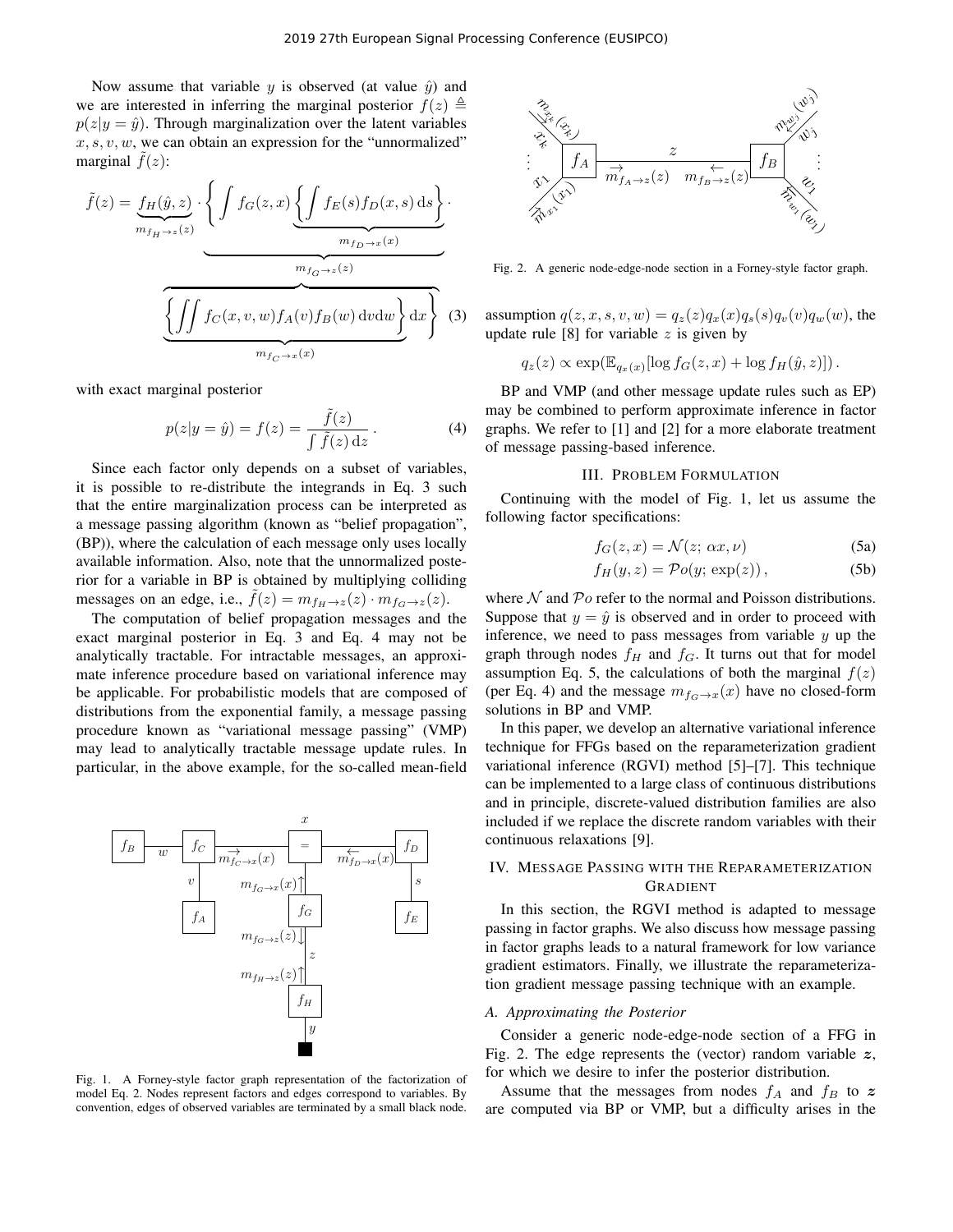Now assume that variable $y$ is observed (at value $\hat{y}$) and we are interested in inferring the marginal posterior $f(z) \triangleq p(z|y=\hat{y})$. Through marginalization over the latent variables $x, s, v, w$, we can obtain an expression for the "unnormalized" marginal $\tilde{f}(z)$:

$$\tilde{f}(z) = \underbrace{f_H(\hat{y}, z)}_{m_{f_H \to z}(z)} \cdot \underbrace{\left\{ \int f_G(z,x) \underbrace{\left\{ \int f_E(s) f_D(x,s)\, \mathrm{d}s \right\}}_{m_{f_D \to x}(x)} \cdot \underbrace{\left\{ \iint f_C(x,v,w) f_A(v) f_B(w)\, \mathrm{d}v \mathrm{d}w \right\}}_{m_{f_C \to x}(x)} \mathrm{d}x \right\}}_{m_{f_G \to z}(z)} \tag{3}$$

with exact marginal posterior

$$p(z|y=\hat{y}) = f(z) = \frac{\tilde{f}(z)}{\int \tilde{f}(z)\, \mathrm{d}z} \,. \tag{4}$$

Since each factor only depends on a subset of variables, it is possible to re-distribute the integrands in Eq. 3 such that the entire marginalization process can be interpreted as a message passing algorithm (known as "belief propagation", (BP)), where the calculation of each message only uses locally available information. Also, note that the unnormalized posterior for a variable in BP is obtained by multiplying colliding messages on an edge, i.e., $\tilde{f}(z) = m_{f_H \to z}(z) \cdot m_{f_G \to z}(z)$.

The computation of belief propagation messages and the exact marginal posterior in Eq. 3 and Eq. 4 may not be analytically tractable. For intractable messages, an approximate inference procedure based on variational inference may be applicable. For probabilistic models that are composed of distributions from the exponential family, a message passing procedure known as "variational message passing" (VMP) may lead to analytically tractable message update rules. In particular, in the above example, for the so-called mean-field assumption $q(z,x,s,v,w) = q_z(z) q_x(x) q_s(s) q_v(v) q_w(w)$, the update rule [8] for variable $z$ is given by

$$q_z(z) \propto \exp(\mathbb{E}_{q_x(x)}[\log f_G(z,x) + \log f_H(\hat{y}, z)]) \,.$$

BP and VMP (and other message update rules such as EP) may be combined to perform approximate inference in factor graphs. We refer to [1] and [2] for a more elaborate treatment of message passing-based inference.

Fig. 1. A Forney-style factor graph representation of the factorization of model Eq. 2. Nodes represent factors and edges correspond to variables. By convention, edges of observed variables are terminated by a small black node.

Fig. 2. A generic node-edge-node section in a Forney-style factor graph.

## III. Problem Formulation

Continuing with the model of Fig. 1, let us assume the following factor specifications:

$$f_G(z,x) = \mathcal{N}(z;\, \alpha x, \nu) \tag{5a}$$

$$f_H(y,z) = \mathcal{P}o(y;\, \exp(z)) \,, \tag{5b}$$

where $\mathcal{N}$ and $\mathcal{P}o$ refer to the normal and Poisson distributions. Suppose that $y = \hat{y}$ is observed and in order to proceed with inference, we need to pass messages from variable $y$ up the graph through nodes $f_H$ and $f_G$. It turns out that for model assumption Eq. 5, the calculations of both the marginal $f(z)$ (per Eq. 4) and the message $m_{f_G \to x}(x)$ have no closed-form solutions in BP and VMP.

In this paper, we develop an alternative variational inference technique for FFGs based on the reparameterization gradient variational inference (RGVI) method [5]–[7]. This technique can be implemented to a large class of continuous distributions and in principle, discrete-valued distribution families are also included if we replace the discrete random variables with their continuous relaxations [9].

## IV. Message Passing with the Reparameterization Gradient

In this section, the RGVI method is adapted to message passing in factor graphs. We also discuss how message passing in factor graphs leads to a natural framework for low variance gradient estimators. Finally, we illustrate the reparameterization gradient message passing technique with an example.

### *A. Approximating the Posterior*

Consider a generic node-edge-node section of a FFG in Fig. 2. The edge represents the (vector) random variable $\boldsymbol{z}$, for which we desire to infer the posterior distribution.

Assume that the messages from nodes $f_A$ and $f_B$ to $\boldsymbol{z}$ are computed via BP or VMP, but a difficulty arises in the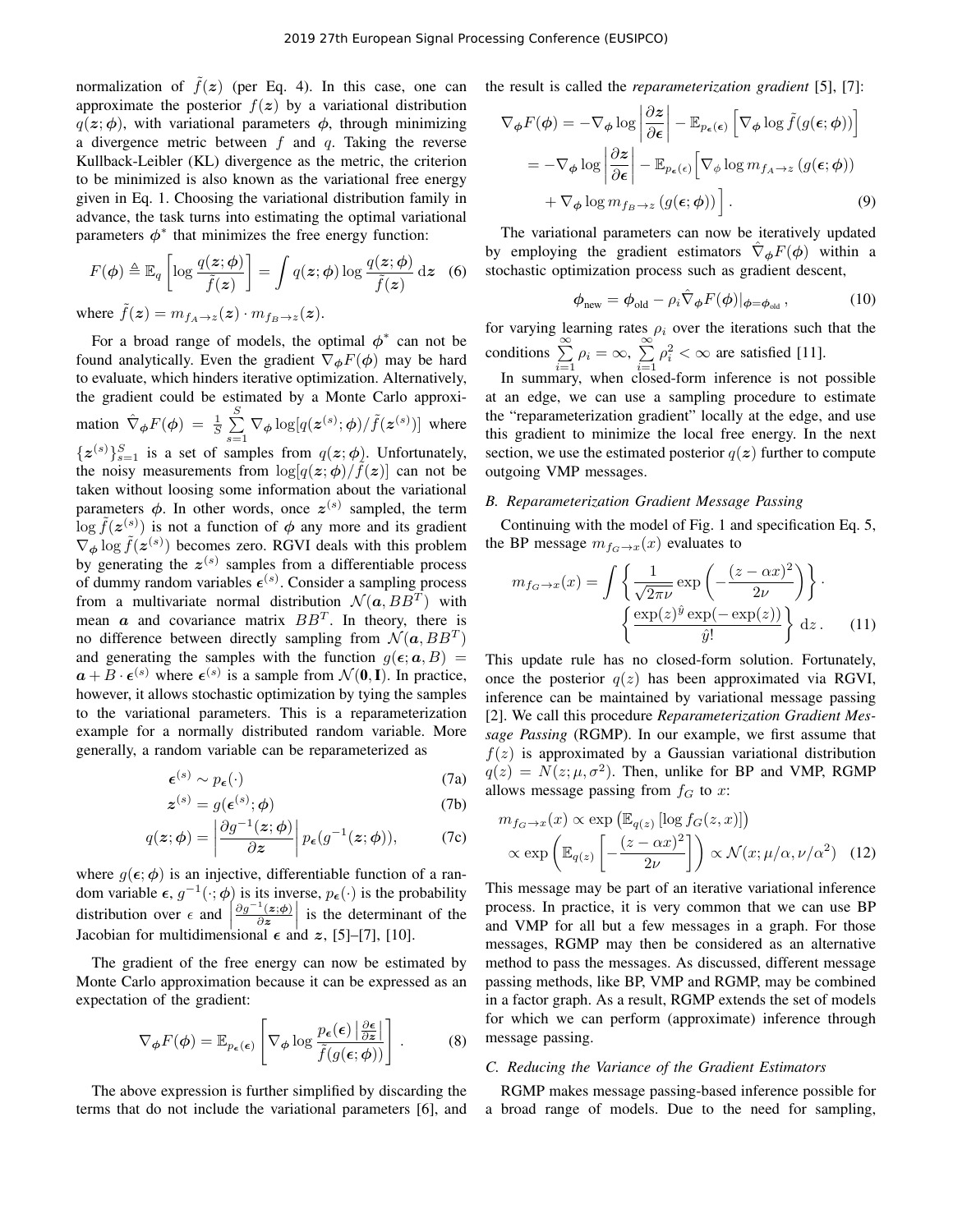normalization of $\tilde{f}(\boldsymbol{z})$ (per Eq. 4). In this case, one can approximate the posterior $f(\boldsymbol{z})$ by a variational distribution $q(\boldsymbol{z};\boldsymbol{\phi})$, with variational parameters $\boldsymbol{\phi}$, through minimizing a divergence metric between $f$ and $q$. Taking the reverse Kullback-Leibler (KL) divergence as the metric, the criterion to be minimized is also known as the variational free energy given in Eq. 1. Choosing the variational distribution family in advance, the task turns into estimating the optimal variational parameters $\boldsymbol{\phi}^*$ that minimizes the free energy function:

$$F(\boldsymbol{\phi}) \triangleq \mathbb{E}_q\left[\log\frac{q(\boldsymbol{z};\boldsymbol{\phi})}{\tilde{f}(\boldsymbol{z})}\right] = \int q(\boldsymbol{z};\boldsymbol{\phi})\log\frac{q(\boldsymbol{z};\boldsymbol{\phi})}{\tilde{f}(\boldsymbol{z})}\,\mathrm{d}\boldsymbol{z} \quad (6)$$

where $\tilde{f}(\boldsymbol{z}) = m_{f_A\to z}(\boldsymbol{z})\cdot m_{f_B\to z}(\boldsymbol{z})$.

For a broad range of models, the optimal $\boldsymbol{\phi}^*$ can not be found analytically. Even the gradient $\nabla_{\boldsymbol{\phi}}F(\boldsymbol{\phi})$ may be hard to evaluate, which hinders iterative optimization. Alternatively, the gradient could be estimated by a Monte Carlo approximation $\hat{\nabla}_{\boldsymbol{\phi}}F(\boldsymbol{\phi}) = \frac{1}{S}\sum_{s=1}^{S}\nabla_{\boldsymbol{\phi}}\log[q(\boldsymbol{z}^{(s)};\boldsymbol{\phi})/\tilde{f}(\boldsymbol{z}^{(s)})]$ where $\{\boldsymbol{z}^{(s)}\}_{s=1}^{S}$ is a set of samples from $q(\boldsymbol{z};\boldsymbol{\phi})$. Unfortunately, the noisy measurements from $\log[q(\boldsymbol{z};\boldsymbol{\phi})/\tilde{f}(\boldsymbol{z})]$ can not be taken without loosing some information about the variational parameters $\boldsymbol{\phi}$. In other words, once $\boldsymbol{z}^{(s)}$ sampled, the term $\log\tilde{f}(\boldsymbol{z}^{(s)})$ is not a function of $\boldsymbol{\phi}$ any more and its gradient $\nabla_{\boldsymbol{\phi}}\log\tilde{f}(\boldsymbol{z}^{(s)})$ becomes zero. RGVI deals with this problem by generating the $\boldsymbol{z}^{(s)}$ samples from a differentiable process of dummy random variables $\boldsymbol{\epsilon}^{(s)}$. Consider a sampling process from a multivariate normal distribution $\mathcal{N}(\boldsymbol{a}, BB^T)$ with mean $\boldsymbol{a}$ and covariance matrix $BB^T$. In theory, there is no difference between directly sampling from $\mathcal{N}(\boldsymbol{a}, BB^T)$ and generating the samples with the function $g(\boldsymbol{\epsilon};\boldsymbol{a},B) = \boldsymbol{a} + B\cdot\boldsymbol{\epsilon}^{(s)}$ where $\boldsymbol{\epsilon}^{(s)}$ is a sample from $\mathcal{N}(\boldsymbol{0},\mathbf{I})$. In practice, however, it allows stochastic optimization by tying the samples to the variational parameters. This is a reparameterization example for a normally distributed random variable. More generally, a random variable can be reparameterized as

$$\boldsymbol{\epsilon}^{(s)} \sim p_{\boldsymbol{\epsilon}}(\cdot) \quad (7a)$$

$$\boldsymbol{z}^{(s)} = g(\boldsymbol{\epsilon}^{(s)};\boldsymbol{\phi}) \quad (7b)$$

$$q(\boldsymbol{z};\boldsymbol{\phi}) = \left|\frac{\partial g^{-1}(\boldsymbol{z};\boldsymbol{\phi})}{\partial \boldsymbol{z}}\right| p_{\boldsymbol{\epsilon}}(g^{-1}(\boldsymbol{z};\boldsymbol{\phi})), \quad (7c)$$

where $g(\boldsymbol{\epsilon};\boldsymbol{\phi})$ is an injective, differentiable function of a random variable $\boldsymbol{\epsilon}$, $g^{-1}(\cdot;\boldsymbol{\phi})$ is its inverse, $p_{\boldsymbol{\epsilon}}(\cdot)$ is the probability distribution over $\epsilon$ and $\left|\frac{\partial g^{-1}(\boldsymbol{z};\boldsymbol{\phi})}{\partial \boldsymbol{z}}\right|$ is the determinant of the Jacobian for multidimensional $\boldsymbol{\epsilon}$ and $\boldsymbol{z}$, [5]–[7], [10].

The gradient of the free energy can now be estimated by Monte Carlo approximation because it can be expressed as an expectation of the gradient:

$$\nabla_{\boldsymbol{\phi}}F(\boldsymbol{\phi}) = \mathbb{E}_{p_{\boldsymbol{\epsilon}}(\boldsymbol{\epsilon})}\left[\nabla_{\boldsymbol{\phi}}\log\frac{p_{\boldsymbol{\epsilon}}(\boldsymbol{\epsilon})\left|\frac{\partial\boldsymbol{\epsilon}}{\partial\boldsymbol{z}}\right|}{\tilde{f}(g(\boldsymbol{\epsilon};\boldsymbol{\phi}))}\right]. \quad (8)$$

The above expression is further simplified by discarding the terms that do not include the variational parameters [6], and the result is called the *reparameterization gradient* [5], [7]:

$$\begin{aligned}\nabla_{\boldsymbol{\phi}}F(\boldsymbol{\phi}) &= -\nabla_{\boldsymbol{\phi}}\log\left|\frac{\partial\boldsymbol{z}}{\partial\boldsymbol{\epsilon}}\right| - \mathbb{E}_{p_{\boldsymbol{\epsilon}}(\boldsymbol{\epsilon})}\left[\nabla_{\boldsymbol{\phi}}\log\tilde{f}(g(\boldsymbol{\epsilon};\boldsymbol{\phi}))\right] \\ &= -\nabla_{\boldsymbol{\phi}}\log\left|\frac{\partial\boldsymbol{z}}{\partial\boldsymbol{\epsilon}}\right| - \mathbb{E}_{p_{\boldsymbol{\epsilon}}(\epsilon)}\Big[\nabla_{\phi}\log m_{f_A\to z}\left(g(\boldsymbol{\epsilon};\boldsymbol{\phi})\right) \\ &\quad + \nabla_{\boldsymbol{\phi}}\log m_{f_B\to z}\left(g(\boldsymbol{\epsilon};\boldsymbol{\phi})\right)\Big]. \quad (9)\end{aligned}$$

The variational parameters can now be iteratively updated by employing the gradient estimators $\hat{\nabla}_{\boldsymbol{\phi}}F(\boldsymbol{\phi})$ within a stochastic optimization process such as gradient descent,

$$\boldsymbol{\phi}_{\text{new}} = \boldsymbol{\phi}_{\text{old}} - \rho_i\hat{\nabla}_{\boldsymbol{\phi}}F(\boldsymbol{\phi})|_{\boldsymbol{\phi}=\boldsymbol{\phi}_{\text{old}}}, \quad (10)$$

for varying learning rates $\rho_i$ over the iterations such that the conditions $\sum_{i=1}^{\infty}\rho_i = \infty$, $\sum_{i=1}^{\infty}\rho_i^2 < \infty$ are satisfied [11].

In summary, when closed-form inference is not possible at an edge, we can use a sampling procedure to estimate the "reparameterization gradient" locally at the edge, and use this gradient to minimize the local free energy. In the next section, we use the estimated posterior $q(\boldsymbol{z})$ further to compute outgoing VMP messages.

### B. Reparameterization Gradient Message Passing

Continuing with the model of Fig. 1 and specification Eq. 5, the BP message $m_{f_G\to x}(x)$ evaluates to

$$m_{f_G\to x}(x) = \int\left\{\frac{1}{\sqrt{2\pi\nu}}\exp\left(-\frac{(z-\alpha x)^2}{2\nu}\right)\right\}\cdot \left\{\frac{\exp(z)^{\hat{y}}\exp(-\exp(z))}{\hat{y}!}\right\}\mathrm{d}z\,. \quad (11)$$

This update rule has no closed-form solution. Fortunately, once the posterior $q(z)$ has been approximated via RGVI, inference can be maintained by variational message passing [2]. We call this procedure *Reparameterization Gradient Message Passing* (RGMP). In our example, we first assume that $f(z)$ is approximated by a Gaussian variational distribution $q(z) = N(z;\mu,\sigma^2)$. Then, unlike for BP and VMP, RGMP allows message passing from $f_G$ to $x$:

$$\begin{aligned}m_{f_G\to x}(x) &\propto \exp\left(\mathbb{E}_{q(z)}\left[\log f_G(z,x)\right]\right) \\ &\propto \exp\left(\mathbb{E}_{q(z)}\left[-\frac{(z-\alpha x)^2}{2\nu}\right]\right) \propto \mathcal{N}(x;\mu/\alpha,\nu/\alpha^2) \quad (12)\end{aligned}$$

This message may be part of an iterative variational inference process. In practice, it is very common that we can use BP and VMP for all but a few messages in a graph. For those messages, RGMP may then be considered as an alternative method to pass the messages. As discussed, different message passing methods, like BP, VMP and RGMP, may be combined in a factor graph. As a result, RGMP extends the set of models for which we can perform (approximate) inference through message passing.

### C. Reducing the Variance of the Gradient Estimators

RGMP makes message passing-based inference possible for a broad range of models. Due to the need for sampling,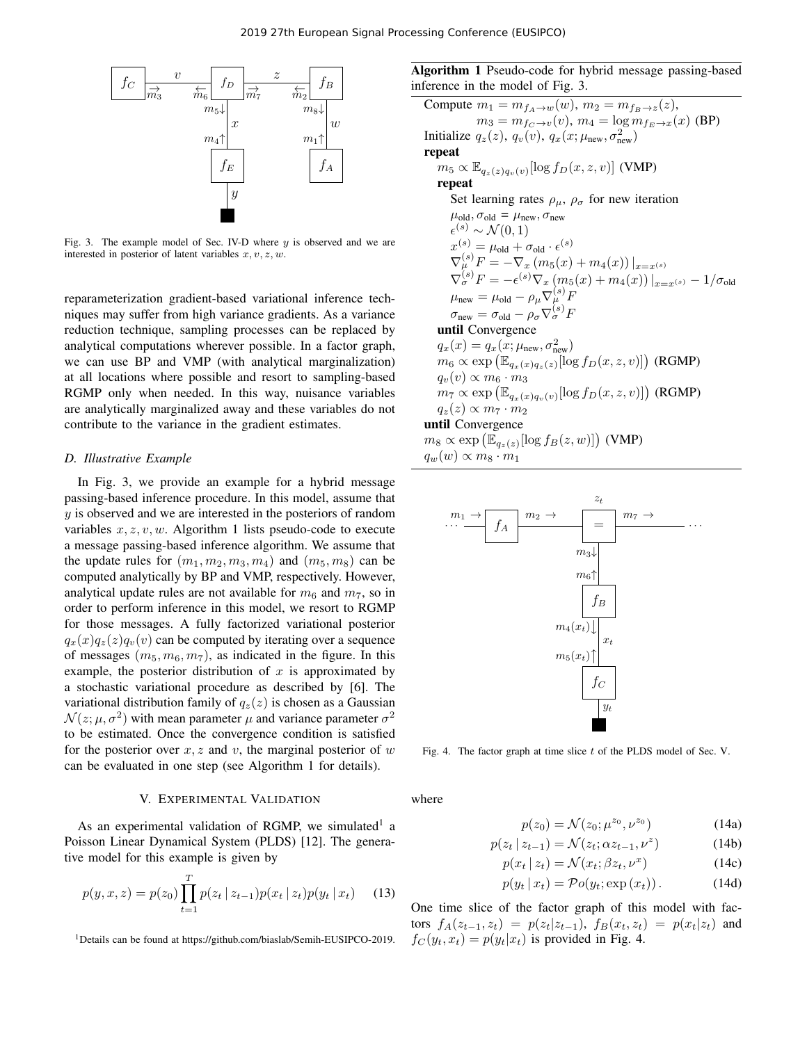Fig. 3. The example model of Sec. IV-D where $y$ is observed and we are interested in posterior of latent variables $x, v, z, w$.

reparameterization gradient-based variational inference techniques may suffer from high variance gradients. As a variance reduction technique, sampling processes can be replaced by analytical computations wherever possible. In a factor graph, we can use BP and VMP (with analytical marginalization) at all locations where possible and resort to sampling-based RGMP only when needed. In this way, nuisance variables are analytically marginalized away and these variables do not contribute to the variance in the gradient estimates.

### D. Illustrative Example

In Fig. 3, we provide an example for a hybrid message passing-based inference procedure. In this model, assume that $y$ is observed and we are interested in the posteriors of random variables $x, z, v, w$. Algorithm 1 lists pseudo-code to execute a message passing-based inference algorithm. We assume that the update rules for $(m_1, m_2, m_3, m_4)$ and $(m_5, m_8)$ can be computed analytically by BP and VMP, respectively. However, analytical update rules are not available for $m_6$ and $m_7$, so in order to perform inference in this model, we resort to RGMP for those messages. A fully factorized variational posterior $q_x(x)q_z(z)q_v(v)$ can be computed by iterating over a sequence of messages $(m_5, m_6, m_7)$, as indicated in the figure. In this example, the posterior distribution of $x$ is approximated by a stochastic variational procedure as described by [6]. The variational distribution family of $q_z(z)$ is chosen as a Gaussian $\mathcal{N}(z; \mu, \sigma^2)$ with mean parameter $\mu$ and variance parameter $\sigma^2$ to be estimated. Once the convergence condition is satisfied for the posterior over $x, z$ and $v$, the marginal posterior of $w$ can be evaluated in one step (see Algorithm 1 for details).

**Algorithm 1** Pseudo-code for hybrid message passing-based inference in the model of Fig. 3.

```
Compute m_1 = m_{f_A→w}(w), m_2 = m_{f_B→z}(z),
        m_3 = m_{f_C→v}(v), m_4 = log m_{f_E→x}(x) (BP)
Initialize q_z(z), q_v(v), q_x(x; μ_new, σ²_new)
repeat
    m_5 ∝ E_{q_z(z)q_v(v)}[log f_D(x, z, v)] (VMP)
    repeat
        Set learning rates ρ_μ, ρ_σ for new iteration
        μ_old, σ_old = μ_new, σ_new
        ε^(s) ~ N(0, 1)
        x^(s) = μ_old + σ_old · ε^(s)
        ∇_μ^(s) F = −∇_x (m_5(x) + m_4(x)) |_{x=x^(s)}
        ∇_σ^(s) F = −ε^(s) ∇_x (m_5(x) + m_4(x)) |_{x=x^(s)} − 1/σ_old
        μ_new = μ_old − ρ_μ ∇_μ^(s) F
        σ_new = σ_old − ρ_σ ∇_σ^(s) F
    until Convergence
    q_x(x) = q_x(x; μ_new, σ²_new)
    m_6 ∝ exp(E_{q_x(x)q_z(z)}[log f_D(x, z, v)]) (RGMP)
    q_v(v) ∝ m_6 · m_3
    m_7 ∝ exp(E_{q_x(x)q_v(v)}[log f_D(x, z, v)]) (RGMP)
    q_z(z) ∝ m_7 · m_2
until Convergence
m_8 ∝ exp(E_{q_z(z)}[log f_B(z, w)]) (VMP)
q_w(w) ∝ m_8 · m_1
```

## V. Experimental Validation

As an experimental validation of RGMP, we simulated[1] a Poisson Linear Dynamical System (PLDS) [12]. The generative model for this example is given by

$$p(y, x, z) = p(z_0) \prod_{t=1}^{T} p(z_t \mid z_{t-1}) p(x_t \mid z_t) p(y_t \mid x_t) \tag{13}$$

[1] Details can be found at https://github.com/biaslab/Semih-EUSIPCO-2019.

Fig. 4. The factor graph at time slice $t$ of the PLDS model of Sec. V.

where

$$p(z_0) = \mathcal{N}(z_0; \mu^{z_0}, \nu^{z_0}) \tag{14a}$$

$$p(z_t \mid z_{t-1}) = \mathcal{N}(z_t; \alpha z_{t-1}, \nu^z) \tag{14b}$$

$$p(x_t \mid z_t) = \mathcal{N}(x_t; \beta z_t, \nu^x) \tag{14c}$$

$$p(y_t \mid x_t) = \mathcal{P}o(y_t; \exp(x_t)). \tag{14d}$$

One time slice of the factor graph of this model with factors $f_A(z_{t-1}, z_t) = p(z_t|z_{t-1})$, $f_B(x_t, z_t) = p(x_t|z_t)$ and $f_C(y_t, x_t) = p(y_t|x_t)$ is provided in Fig. 4.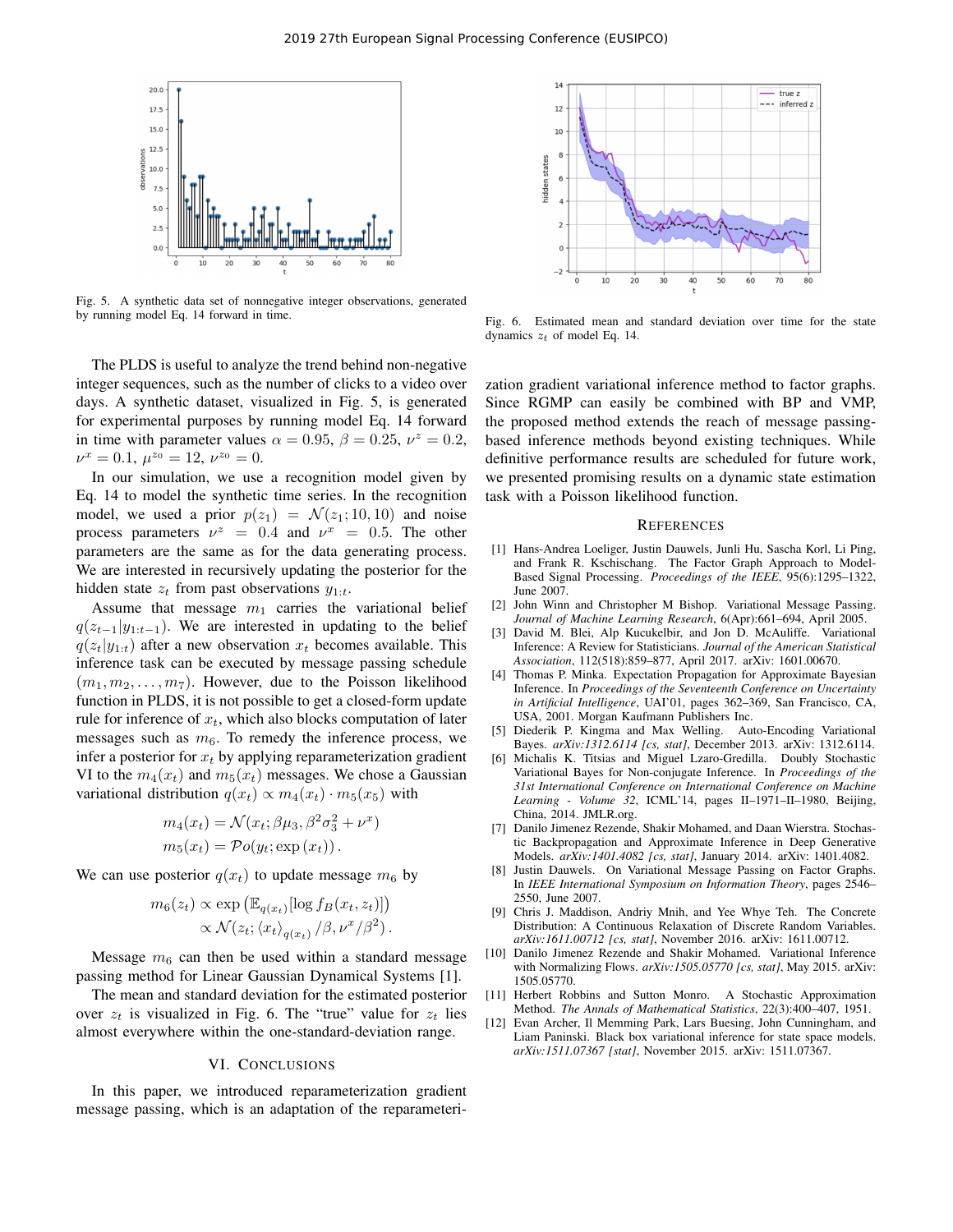observations

20.0
17.5
15.0
12.5
10.0
7.5
5.0
2.5
0.0

0 10 20 30 40 50 60 70 80

t

Fig. 5. A synthetic data set of nonnegative integer observations, generated by running model Eq. 14 forward in time.

hidden states

14
12
10
8
6
4
2
0
−2

0 10 20 30 40 50 60 70 80

t

true z
inferred z

Fig. 6. Estimated mean and standard deviation over time for the state dynamics $z_t$ of model Eq. 14.

The PLDS is useful to analyze the trend behind non-negative integer sequences, such as the number of clicks to a video over days. A synthetic dataset, visualized in Fig. 5, is generated for experimental purposes by running model Eq. 14 forward in time with parameter values $\alpha = 0.95$, $\beta = 0.25$, $\nu^z = 0.2$, $\nu^x = 0.1$, $\mu^{z_0} = 12$, $\nu^{z_0} = 0$.

In our simulation, we use a recognition model given by Eq. 14 to model the synthetic time series. In the recognition model, we used a prior $p(z_1) = \mathcal{N}(z_1; 10, 10)$ and noise process parameters $\nu^z = 0.4$ and $\nu^x = 0.5$. The other parameters are the same as for the data generating process. We are interested in recursively updating the posterior for the hidden state $z_t$ from past observations $y_{1:t}$.

Assume that message $m_1$ carries the variational belief $q(z_{t-1}|y_{1:t-1})$. We are interested in updating to the belief $q(z_t|y_{1:t})$ after a new observation $x_t$ becomes available. This inference task can be executed by message passing schedule $(m_1, m_2, \ldots, m_7)$. However, due to the Poisson likelihood function in PLDS, it is not possible to get a closed-form update rule for inference of $x_t$, which also blocks computation of later messages such as $m_6$. To remedy the inference process, we infer a posterior for $x_t$ by applying reparameterization gradient VI to the $m_4(x_t)$ and $m_5(x_t)$ messages. We chose a Gaussian variational distribution $q(x_t) \propto m_4(x_t) \cdot m_5(x_5)$ with

$$
\begin{aligned}
m_4(x_t) &= \mathcal{N}(x_t; \beta\mu_3, \beta^2\sigma_3^2 + \nu^x) \\
m_5(x_t) &= \mathcal{P}o(y_t; \exp(x_t)) .
\end{aligned}
$$

We can use posterior $q(x_t)$ to update message $m_6$ by

$$
\begin{aligned}
m_6(z_t) &\propto \exp\left(\mathbb{E}_{q(x_t)}[\log f_B(x_t, z_t)]\right) \\
&\propto \mathcal{N}(z_t; \langle x_t \rangle_{q(x_t)} / \beta, \nu^x/\beta^2) .
\end{aligned}
$$

Message $m_6$ can then be used within a standard message passing method for Linear Gaussian Dynamical Systems [1].

The mean and standard deviation for the estimated posterior over $z_t$ is visualized in Fig. 6. The "true" value for $z_t$ lies almost everywhere within the one-standard-deviation range.

## VI. Conclusions

In this paper, we introduced reparameterization gradient message passing, which is an adaptation of the reparameterization gradient variational inference method to factor graphs. Since RGMP can easily be combined with BP and VMP, the proposed method extends the reach of message passing-based inference methods beyond existing techniques. While definitive performance results are scheduled for future work, we presented promising results on a dynamic state estimation task with a Poisson likelihood function.

## References

[1] Hans-Andrea Loeliger, Justin Dauwels, Junli Hu, Sascha Korl, Li Ping, and Frank R. Kschischang. The Factor Graph Approach to Model-Based Signal Processing. *Proceedings of the IEEE*, 95(6):1295–1322, June 2007.

[2] John Winn and Christopher M Bishop. Variational Message Passing. *Journal of Machine Learning Research*, 6(Apr):661–694, April 2005.

[3] David M. Blei, Alp Kucukelbir, and Jon D. McAuliffe. Variational Inference: A Review for Statisticians. *Journal of the American Statistical Association*, 112(518):859–877, April 2017. arXiv: 1601.00670.

[4] Thomas P. Minka. Expectation Propagation for Approximate Bayesian Inference. In *Proceedings of the Seventeenth Conference on Uncertainty in Artificial Intelligence*, UAI'01, pages 362–369, San Francisco, CA, USA, 2001. Morgan Kaufmann Publishers Inc.

[5] Diederik P. Kingma and Max Welling. Auto-Encoding Variational Bayes. *arXiv:1312.6114 [cs, stat]*, December 2013. arXiv: 1312.6114.

[6] Michalis K. Titsias and Miguel Lzaro-Gredilla. Doubly Stochastic Variational Bayes for Non-conjugate Inference. In *Proceedings of the 31st International Conference on International Conference on Machine Learning - Volume 32*, ICML'14, pages II–1971–II–1980, Beijing, China, 2014. JMLR.org.

[7] Danilo Jimenez Rezende, Shakir Mohamed, and Daan Wierstra. Stochastic Backpropagation and Approximate Inference in Deep Generative Models. *arXiv:1401.4082 [cs, stat]*, January 2014. arXiv: 1401.4082.

[8] Justin Dauwels. On Variational Message Passing on Factor Graphs. In *IEEE International Symposium on Information Theory*, pages 2546–2550, June 2007.

[9] Chris J. Maddison, Andriy Mnih, and Yee Whye Teh. The Concrete Distribution: A Continuous Relaxation of Discrete Random Variables. *arXiv:1611.00712 [cs, stat]*, November 2016. arXiv: 1611.00712.

[10] Danilo Jimenez Rezende and Shakir Mohamed. Variational Inference with Normalizing Flows. *arXiv:1505.05770 [cs, stat]*, May 2015. arXiv: 1505.05770.

[11] Herbert Robbins and Sutton Monro. A Stochastic Approximation Method. *The Annals of Mathematical Statistics*, 22(3):400–407, 1951.

[12] Evan Archer, Il Memming Park, Lars Buesing, John Cunningham, and Liam Paninski. Black box variational inference for state space models. *arXiv:1511.07367 [stat]*, November 2015. arXiv: 1511.07367.